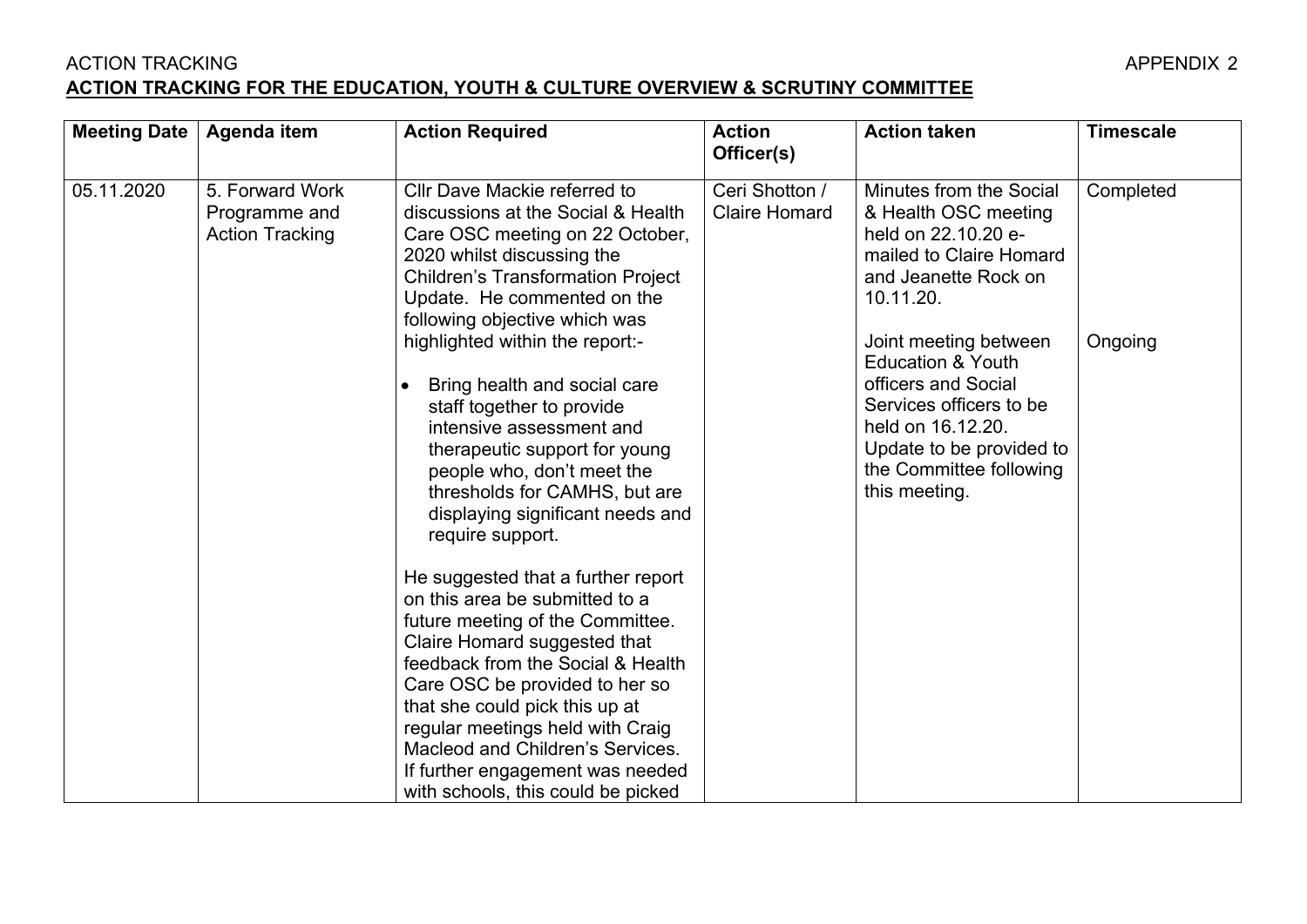ACTION TRACKING APPENDIX 2

**ACTION TRACKING FOR THE EDUCATION, YOUTH & CULTURE OVERVIEW & SCRUTINY COMMITTEE**

| Meeting Date | Agenda item | Action Required | Action Officer(s) | Action taken | Timescale |
|---|---|---|---|---|---|
| 05.11.2020 | 5. Forward Work Programme and Action Tracking | Cllr Dave Mackie referred to discussions at the Social & Health Care OSC meeting on 22 October, 2020 whilst discussing the Children's Transformation Project Update. He commented on the following objective which was highlighted within the report:-<br><br>• Bring health and social care staff together to provide intensive assessment and therapeutic support for young people who, don't meet the thresholds for CAMHS, but are displaying significant needs and require support.<br><br>He suggested that a further report on this area be submitted to a future meeting of the Committee. Claire Homard suggested that feedback from the Social & Health Care OSC be provided to her so that she could pick this up at regular meetings held with Craig Macleod and Children's Services. If further engagement was needed with schools, this could be picked | Ceri Shotton / Claire Homard | Minutes from the Social & Health OSC meeting held on 22.10.20 e-mailed to Claire Homard and Jeanette Rock on 10.11.20.<br><br>Joint meeting between Education & Youth officers and Social Services officers to be held on 16.12.20. Update to be provided to the Committee following this meeting. | Completed<br><br>Ongoing |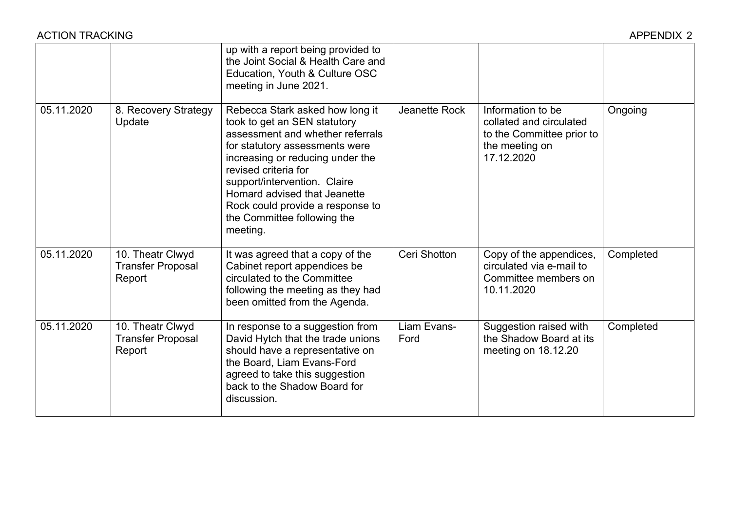| | | | | | |
|---|---|---|---|---|---|
| | | up with a report being provided to the Joint Social & Health Care and Education, Youth & Culture OSC meeting in June 2021. | | | |
| 05.11.2020 | 8. Recovery Strategy Update | Rebecca Stark asked how long it took to get an SEN statutory assessment and whether referrals for statutory assessments were increasing or reducing under the revised criteria for support/intervention. Claire Homard advised that Jeanette Rock could provide a response to the Committee following the meeting. | Jeanette Rock | Information to be collated and circulated to the Committee prior to the meeting on 17.12.2020 | Ongoing |
| 05.11.2020 | 10. Theatr Clwyd Transfer Proposal Report | It was agreed that a copy of the Cabinet report appendices be circulated to the Committee following the meeting as they had been omitted from the Agenda. | Ceri Shotton | Copy of the appendices, circulated via e-mail to Committee members on 10.11.2020 | Completed |
| 05.11.2020 | 10. Theatr Clwyd Transfer Proposal Report | In response to a suggestion from David Hytch that the trade unions should have a representative on the Board, Liam Evans-Ford agreed to take this suggestion back to the Shadow Board for discussion. | Liam Evans-Ford | Suggestion raised with the Shadow Board at its meeting on 18.12.20 | Completed |